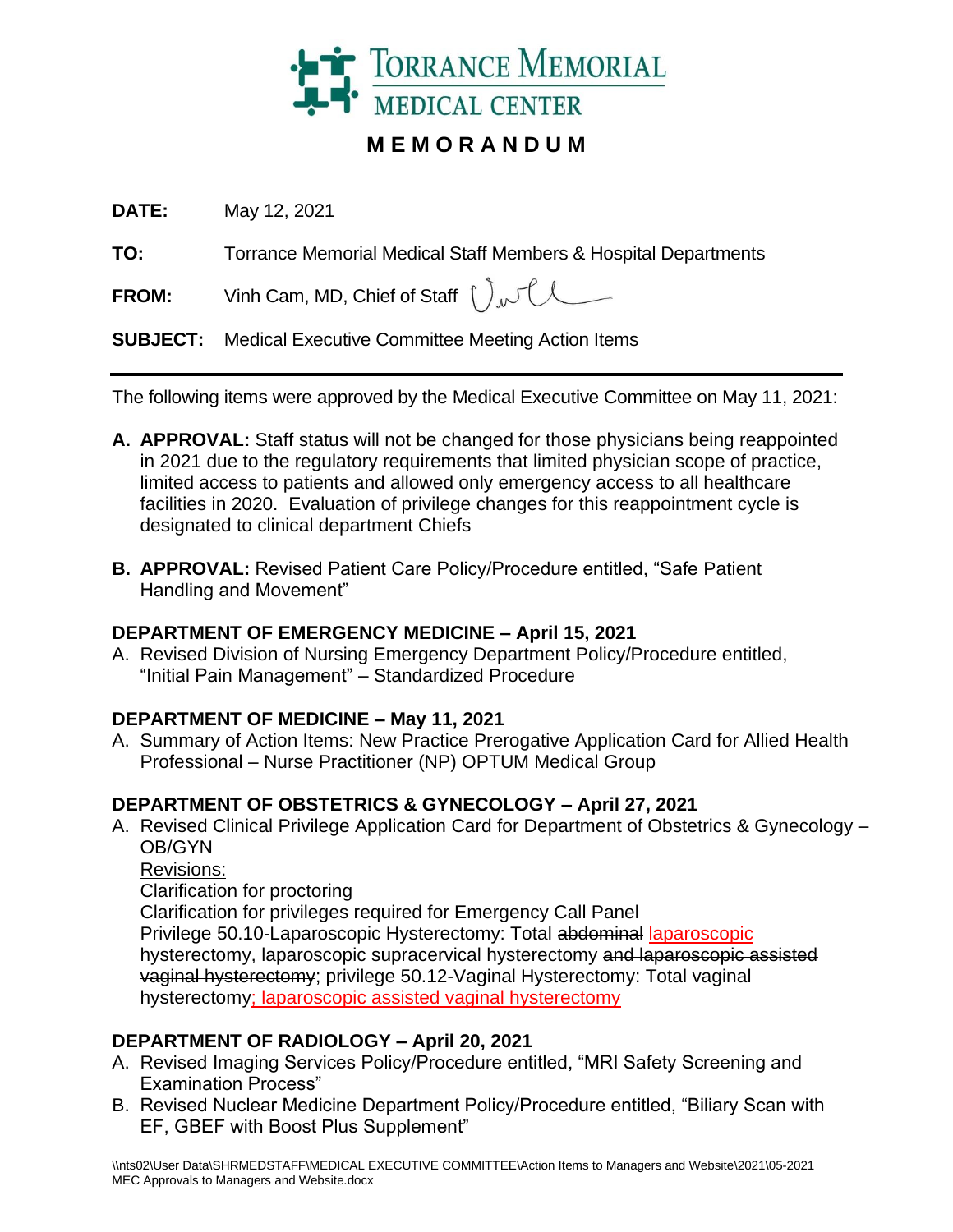TORRANCE MEMORIAL MEDICAL CENTER

# MEMORANDUM

**DATE:** May 12, 2021

**TO:** Torrance Memorial Medical Staff Members & Hospital Departments

**FROM:** Vinh Cam, MD, Chief of Staff

**SUBJECT:** Medical Executive Committee Meeting Action Items

---

The following items were approved by the Medical Executive Committee on May 11, 2021:

**A. APPROVAL:** Staff status will not be changed for those physicians being reappointed in 2021 due to the regulatory requirements that limited physician scope of practice, limited access to patients and allowed only emergency access to all healthcare facilities in 2020. Evaluation of privilege changes for this reappointment cycle is designated to clinical department Chiefs

**B. APPROVAL:** Revised Patient Care Policy/Procedure entitled, “Safe Patient Handling and Movement”

**DEPARTMENT OF EMERGENCY MEDICINE – April 15, 2021**

A. Revised Division of Nursing Emergency Department Policy/Procedure entitled, “Initial Pain Management” – Standardized Procedure

**DEPARTMENT OF MEDICINE – May 11, 2021**

A. Summary of Action Items: New Practice Prerogative Application Card for Allied Health Professional – Nurse Practitioner (NP) OPTUM Medical Group

**DEPARTMENT OF OBSTETRICS & GYNECOLOGY – April 27, 2021**

A. Revised Clinical Privilege Application Card for Department of Obstetrics & Gynecology – OB/GYN

<u>Revisions:</u>

Clarification for proctoring

Clarification for privileges required for Emergency Call Panel

Privilege 50.10-Laparoscopic Hysterectomy: Total ~~abdominal~~ <u>laparoscopic</u> hysterectomy, laparoscopic supracervical hysterectomy ~~and laparoscopic assisted vaginal hysterectomy~~; privilege 50.12-Vaginal Hysterectomy: Total vaginal hysterectomy<u>; laparoscopic assisted vaginal hysterectomy</u>

**DEPARTMENT OF RADIOLOGY – April 20, 2021**

A. Revised Imaging Services Policy/Procedure entitled, “MRI Safety Screening and Examination Process”

B. Revised Nuclear Medicine Department Policy/Procedure entitled, “Biliary Scan with EF, GBEF with Boost Plus Supplement”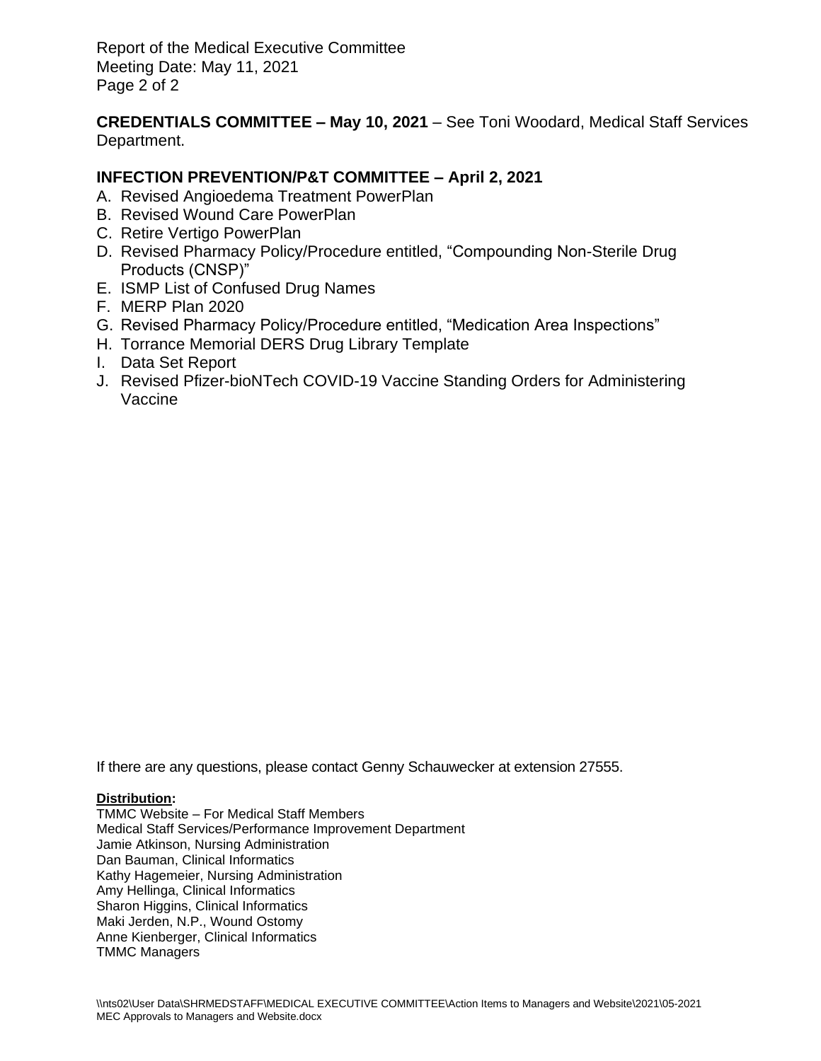**CREDENTIALS COMMITTEE – May 10, 2021** – See Toni Woodard, Medical Staff Services Department.

**INFECTION PREVENTION/P&T COMMITTEE – April 2, 2021**

A. Revised Angioedema Treatment PowerPlan
B. Revised Wound Care PowerPlan
C. Retire Vertigo PowerPlan
D. Revised Pharmacy Policy/Procedure entitled, “Compounding Non-Sterile Drug Products (CNSP)”
E. ISMP List of Confused Drug Names
F. MERP Plan 2020
G. Revised Pharmacy Policy/Procedure entitled, “Medication Area Inspections”
H. Torrance Memorial DERS Drug Library Template
I. Data Set Report
J. Revised Pfizer-bioNTech COVID-19 Vaccine Standing Orders for Administering Vaccine

If there are any questions, please contact Genny Schauwecker at extension 27555.

**Distribution:**

TMMC Website – For Medical Staff Members
Medical Staff Services/Performance Improvement Department
Jamie Atkinson, Nursing Administration
Dan Bauman, Clinical Informatics
Kathy Hagemeier, Nursing Administration
Amy Hellinga, Clinical Informatics
Sharon Higgins, Clinical Informatics
Maki Jerden, N.P., Wound Ostomy
Anne Kienberger, Clinical Informatics
TMMC Managers

\\nts02\User Data\SHRMEDSTAFF\MEDICAL EXECUTIVE COMMITTEE\Action Items to Managers and Website\2021\05-2021 MEC Approvals to Managers and Website.docx